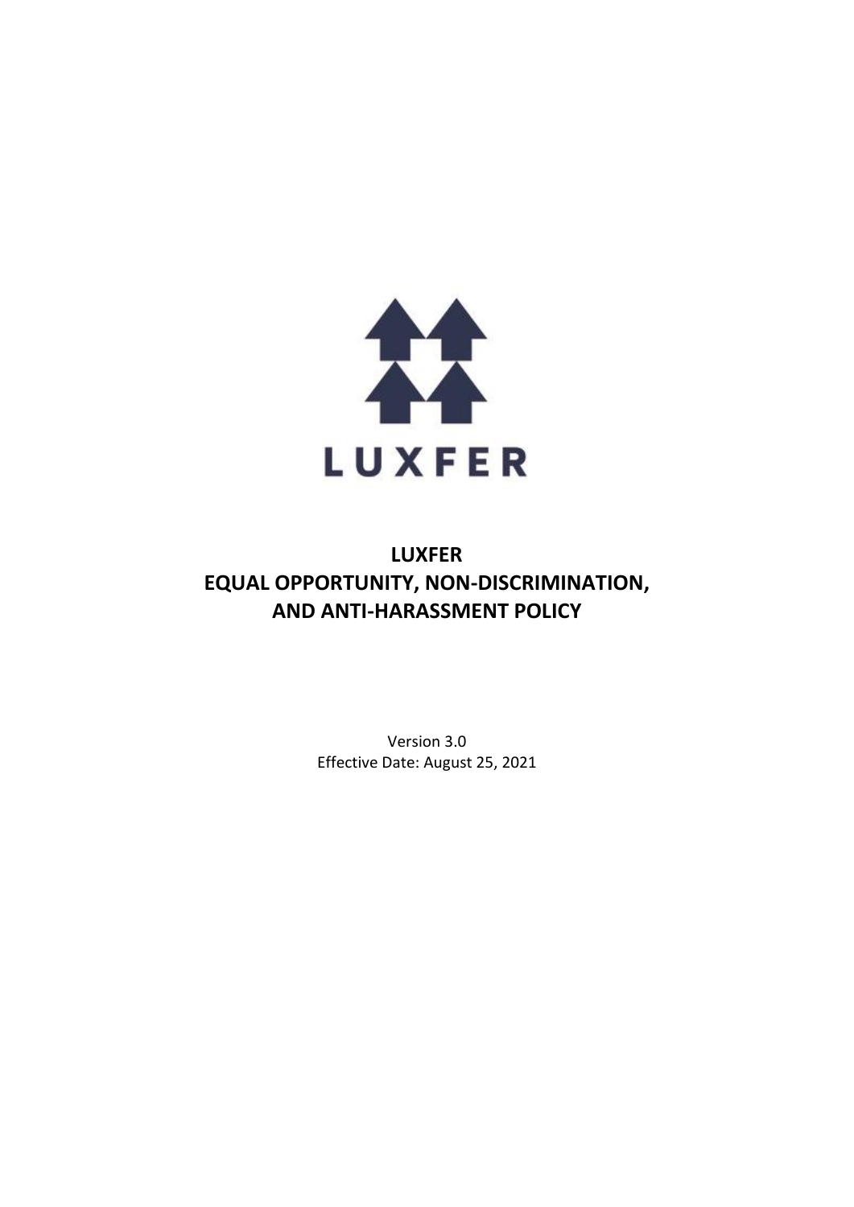LUXFER

# LUXFER
# EQUAL OPPORTUNITY, NON-DISCRIMINATION, AND ANTI-HARASSMENT POLICY

Version 3.0
Effective Date: August 25, 2021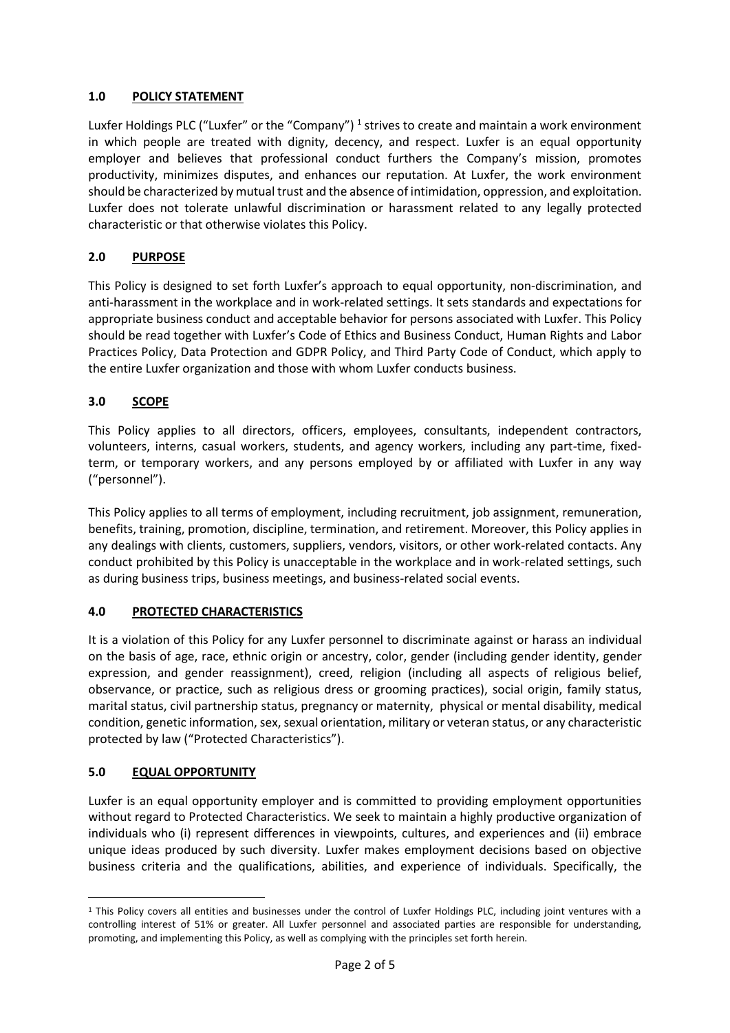## 1.0 POLICY STATEMENT

Luxfer Holdings PLC ("Luxfer" or the "Company") [1] strives to create and maintain a work environment in which people are treated with dignity, decency, and respect. Luxfer is an equal opportunity employer and believes that professional conduct furthers the Company's mission, promotes productivity, minimizes disputes, and enhances our reputation. At Luxfer, the work environment should be characterized by mutual trust and the absence of intimidation, oppression, and exploitation. Luxfer does not tolerate unlawful discrimination or harassment related to any legally protected characteristic or that otherwise violates this Policy.

## 2.0 PURPOSE

This Policy is designed to set forth Luxfer's approach to equal opportunity, non-discrimination, and anti-harassment in the workplace and in work-related settings. It sets standards and expectations for appropriate business conduct and acceptable behavior for persons associated with Luxfer. This Policy should be read together with Luxfer's Code of Ethics and Business Conduct, Human Rights and Labor Practices Policy, Data Protection and GDPR Policy, and Third Party Code of Conduct, which apply to the entire Luxfer organization and those with whom Luxfer conducts business.

## 3.0 SCOPE

This Policy applies to all directors, officers, employees, consultants, independent contractors, volunteers, interns, casual workers, students, and agency workers, including any part-time, fixed-term, or temporary workers, and any persons employed by or affiliated with Luxfer in any way ("personnel").

This Policy applies to all terms of employment, including recruitment, job assignment, remuneration, benefits, training, promotion, discipline, termination, and retirement. Moreover, this Policy applies in any dealings with clients, customers, suppliers, vendors, visitors, or other work-related contacts. Any conduct prohibited by this Policy is unacceptable in the workplace and in work-related settings, such as during business trips, business meetings, and business-related social events.

## 4.0 PROTECTED CHARACTERISTICS

It is a violation of this Policy for any Luxfer personnel to discriminate against or harass an individual on the basis of age, race, ethnic origin or ancestry, color, gender (including gender identity, gender expression, and gender reassignment), creed, religion (including all aspects of religious belief, observance, or practice, such as religious dress or grooming practices), social origin, family status, marital status, civil partnership status, pregnancy or maternity, physical or mental disability, medical condition, genetic information, sex, sexual orientation, military or veteran status, or any characteristic protected by law ("Protected Characteristics").

## 5.0 EQUAL OPPORTUNITY

Luxfer is an equal opportunity employer and is committed to providing employment opportunities without regard to Protected Characteristics. We seek to maintain a highly productive organization of individuals who (i) represent differences in viewpoints, cultures, and experiences and (ii) embrace unique ideas produced by such diversity. Luxfer makes employment decisions based on objective business criteria and the qualifications, abilities, and experience of individuals. Specifically, the

---

[1] This Policy covers all entities and businesses under the control of Luxfer Holdings PLC, including joint ventures with a controlling interest of 51% or greater. All Luxfer personnel and associated parties are responsible for understanding, promoting, and implementing this Policy, as well as complying with the principles set forth herein.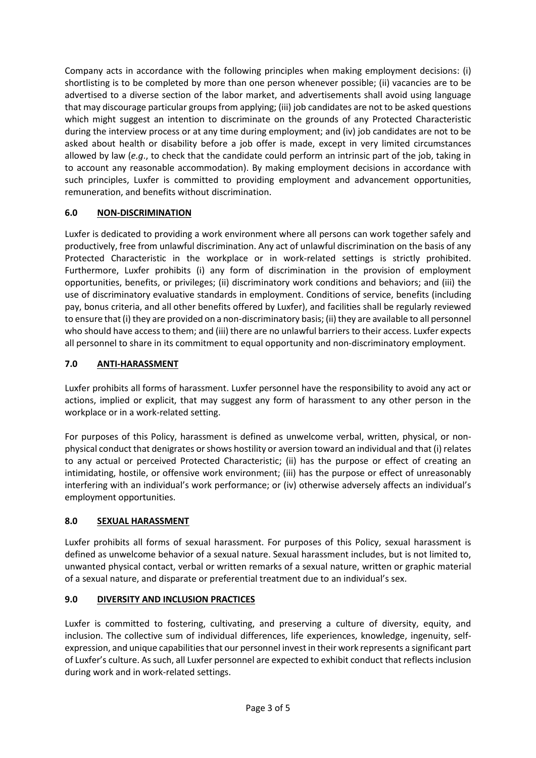Company acts in accordance with the following principles when making employment decisions: (i) shortlisting is to be completed by more than one person whenever possible; (ii) vacancies are to be advertised to a diverse section of the labor market, and advertisements shall avoid using language that may discourage particular groups from applying; (iii) job candidates are not to be asked questions which might suggest an intention to discriminate on the grounds of any Protected Characteristic during the interview process or at any time during employment; and (iv) job candidates are not to be asked about health or disability before a job offer is made, except in very limited circumstances allowed by law (*e.g*., to check that the candidate could perform an intrinsic part of the job, taking in to account any reasonable accommodation). By making employment decisions in accordance with such principles, Luxfer is committed to providing employment and advancement opportunities, remuneration, and benefits without discrimination.

## 6.0 NON-DISCRIMINATION

Luxfer is dedicated to providing a work environment where all persons can work together safely and productively, free from unlawful discrimination. Any act of unlawful discrimination on the basis of any Protected Characteristic in the workplace or in work-related settings is strictly prohibited. Furthermore, Luxfer prohibits (i) any form of discrimination in the provision of employment opportunities, benefits, or privileges; (ii) discriminatory work conditions and behaviors; and (iii) the use of discriminatory evaluative standards in employment. Conditions of service, benefits (including pay, bonus criteria, and all other benefits offered by Luxfer), and facilities shall be regularly reviewed to ensure that (i) they are provided on a non-discriminatory basis; (ii) they are available to all personnel who should have access to them; and (iii) there are no unlawful barriers to their access. Luxfer expects all personnel to share in its commitment to equal opportunity and non-discriminatory employment.

## 7.0 ANTI-HARASSMENT

Luxfer prohibits all forms of harassment. Luxfer personnel have the responsibility to avoid any act or actions, implied or explicit, that may suggest any form of harassment to any other person in the workplace or in a work-related setting.

For purposes of this Policy, harassment is defined as unwelcome verbal, written, physical, or non-physical conduct that denigrates or shows hostility or aversion toward an individual and that (i) relates to any actual or perceived Protected Characteristic; (ii) has the purpose or effect of creating an intimidating, hostile, or offensive work environment; (iii) has the purpose or effect of unreasonably interfering with an individual's work performance; or (iv) otherwise adversely affects an individual's employment opportunities.

## 8.0 SEXUAL HARASSMENT

Luxfer prohibits all forms of sexual harassment. For purposes of this Policy, sexual harassment is defined as unwelcome behavior of a sexual nature. Sexual harassment includes, but is not limited to, unwanted physical contact, verbal or written remarks of a sexual nature, written or graphic material of a sexual nature, and disparate or preferential treatment due to an individual's sex.

## 9.0 DIVERSITY AND INCLUSION PRACTICES

Luxfer is committed to fostering, cultivating, and preserving a culture of diversity, equity, and inclusion. The collective sum of individual differences, life experiences, knowledge, ingenuity, self-expression, and unique capabilities that our personnel invest in their work represents a significant part of Luxfer's culture. As such, all Luxfer personnel are expected to exhibit conduct that reflects inclusion during work and in work-related settings.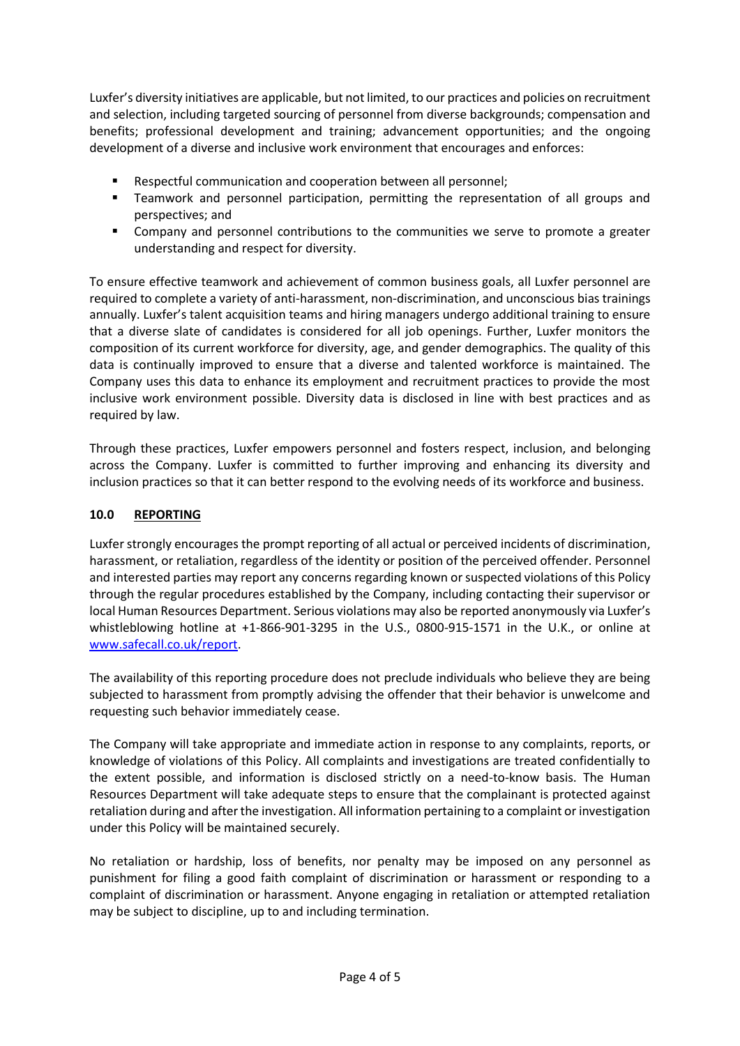Luxfer's diversity initiatives are applicable, but not limited, to our practices and policies on recruitment and selection, including targeted sourcing of personnel from diverse backgrounds; compensation and benefits; professional development and training; advancement opportunities; and the ongoing development of a diverse and inclusive work environment that encourages and enforces:

- Respectful communication and cooperation between all personnel;
- Teamwork and personnel participation, permitting the representation of all groups and perspectives; and
- Company and personnel contributions to the communities we serve to promote a greater understanding and respect for diversity.

To ensure effective teamwork and achievement of common business goals, all Luxfer personnel are required to complete a variety of anti-harassment, non-discrimination, and unconscious bias trainings annually. Luxfer's talent acquisition teams and hiring managers undergo additional training to ensure that a diverse slate of candidates is considered for all job openings. Further, Luxfer monitors the composition of its current workforce for diversity, age, and gender demographics. The quality of this data is continually improved to ensure that a diverse and talented workforce is maintained. The Company uses this data to enhance its employment and recruitment practices to provide the most inclusive work environment possible. Diversity data is disclosed in line with best practices and as required by law.

Through these practices, Luxfer empowers personnel and fosters respect, inclusion, and belonging across the Company. Luxfer is committed to further improving and enhancing its diversity and inclusion practices so that it can better respond to the evolving needs of its workforce and business.

## 10.0 REPORTING

Luxfer strongly encourages the prompt reporting of all actual or perceived incidents of discrimination, harassment, or retaliation, regardless of the identity or position of the perceived offender. Personnel and interested parties may report any concerns regarding known or suspected violations of this Policy through the regular procedures established by the Company, including contacting their supervisor or local Human Resources Department. Serious violations may also be reported anonymously via Luxfer's whistleblowing hotline at +1-866-901-3295 in the U.S., 0800-915-1571 in the U.K., or online at [www.safecall.co.uk/report](www.safecall.co.uk/report).

The availability of this reporting procedure does not preclude individuals who believe they are being subjected to harassment from promptly advising the offender that their behavior is unwelcome and requesting such behavior immediately cease.

The Company will take appropriate and immediate action in response to any complaints, reports, or knowledge of violations of this Policy. All complaints and investigations are treated confidentially to the extent possible, and information is disclosed strictly on a need-to-know basis. The Human Resources Department will take adequate steps to ensure that the complainant is protected against retaliation during and after the investigation. All information pertaining to a complaint or investigation under this Policy will be maintained securely.

No retaliation or hardship, loss of benefits, nor penalty may be imposed on any personnel as punishment for filing a good faith complaint of discrimination or harassment or responding to a complaint of discrimination or harassment. Anyone engaging in retaliation or attempted retaliation may be subject to discipline, up to and including termination.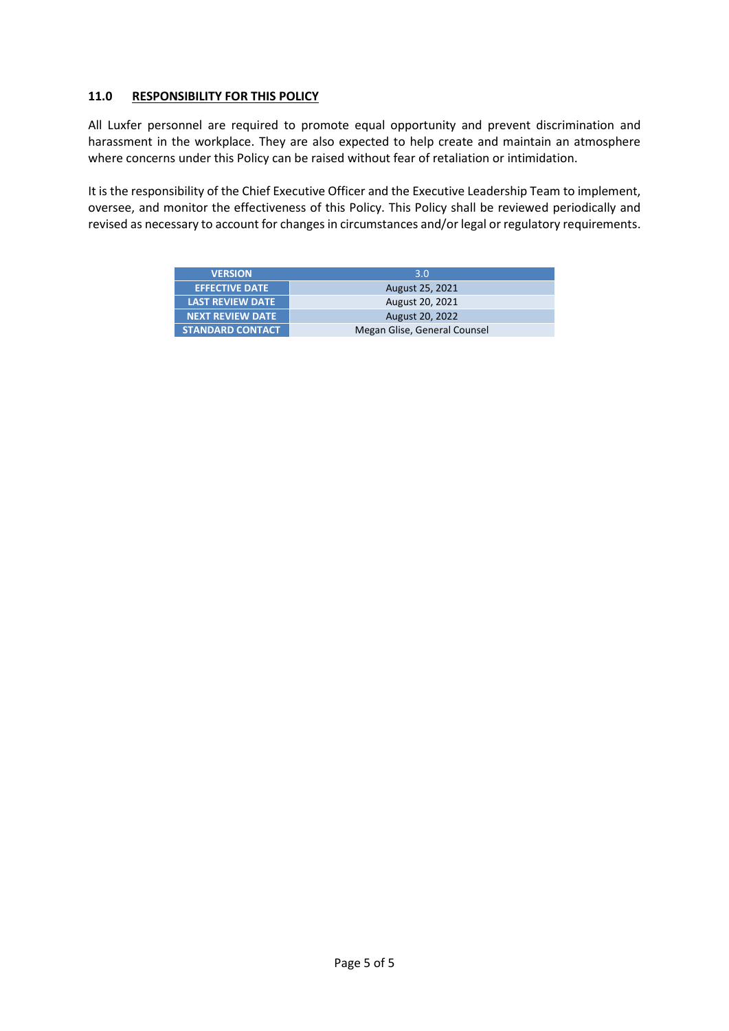### 11.0 RESPONSIBILITY FOR THIS POLICY

All Luxfer personnel are required to promote equal opportunity and prevent discrimination and harassment in the workplace. They are also expected to help create and maintain an atmosphere where concerns under this Policy can be raised without fear of retaliation or intimidation.

It is the responsibility of the Chief Executive Officer and the Executive Leadership Team to implement, oversee, and monitor the effectiveness of this Policy. This Policy shall be reviewed periodically and revised as necessary to account for changes in circumstances and/or legal or regulatory requirements.

| VERSION | 3.0 |
|---|---|
| EFFECTIVE DATE | August 25, 2021 |
| LAST REVIEW DATE | August 20, 2021 |
| NEXT REVIEW DATE | August 20, 2022 |
| STANDARD CONTACT | Megan Glise, General Counsel |